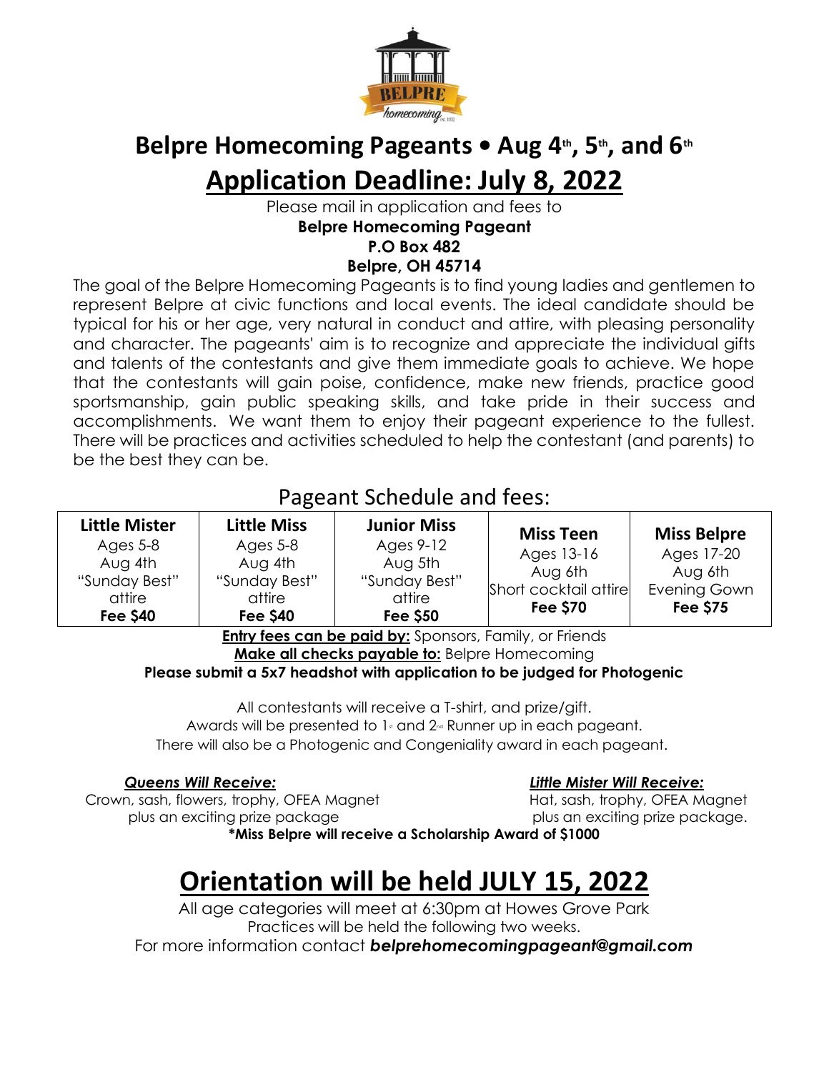# Belpre Homecoming Pageants • Aug 4th, 5th, and 6th

## Application Deadline: July 8, 2022

Please mail in application and fees to
**Belpre Homecoming Pageant**
**P.O Box 482**
**Belpre, OH 45714**

The goal of the Belpre Homecoming Pageants is to find young ladies and gentlemen to represent Belpre at civic functions and local events. The ideal candidate should be typical for his or her age, very natural in conduct and attire, with pleasing personality and character. The pageants' aim is to recognize and appreciate the individual gifts and talents of the contestants and give them immediate goals to achieve. We hope that the contestants will gain poise, confidence, make new friends, practice good sportsmanship, gain public speaking skills, and take pride in their success and accomplishments. We want them to enjoy their pageant experience to the fullest. There will be practices and activities scheduled to help the contestant (and parents) to be the best they can be.

## Pageant Schedule and fees:

| Little Mister | Little Miss | Junior Miss | Miss Teen | Miss Belpre |
|---|---|---|---|---|
| Ages 5-8 | Ages 5-8 | Ages 9-12 | Ages 13-16 | Ages 17-20 |
| Aug 4th | Aug 4th | Aug 5th | Aug 6th | Aug 6th |
| "Sunday Best" attire | "Sunday Best" attire | "Sunday Best" attire | Short cocktail attire | Evening Gown |
| **Fee $40** | **Fee $40** | **Fee $50** | **Fee $70** | **Fee $75** |

**Entry fees can be paid by:** Sponsors, Family, or Friends
**Make all checks payable to:** Belpre Homecoming
**Please submit a 5x7 headshot with application to be judged for Photogenic**

All contestants will receive a T-shirt, and prize/gift.
Awards will be presented to 1st and 2nd Runner up in each pageant.
There will also be a Photogenic and Congeniality award in each pageant.

***Queens Will Receive:***
Crown, sash, flowers, trophy, OFEA Magnet plus an exciting prize package

***Little Mister Will Receive:***
Hat, sash, trophy, OFEA Magnet plus an exciting prize package.

**\*Miss Belpre will receive a Scholarship Award of $1000**

## Orientation will be held JULY 15, 2022

All age categories will meet at 6:30pm at Howes Grove Park
Practices will be held the following two weeks.
For more information contact ***belprehomecomingpageant@gmail.com***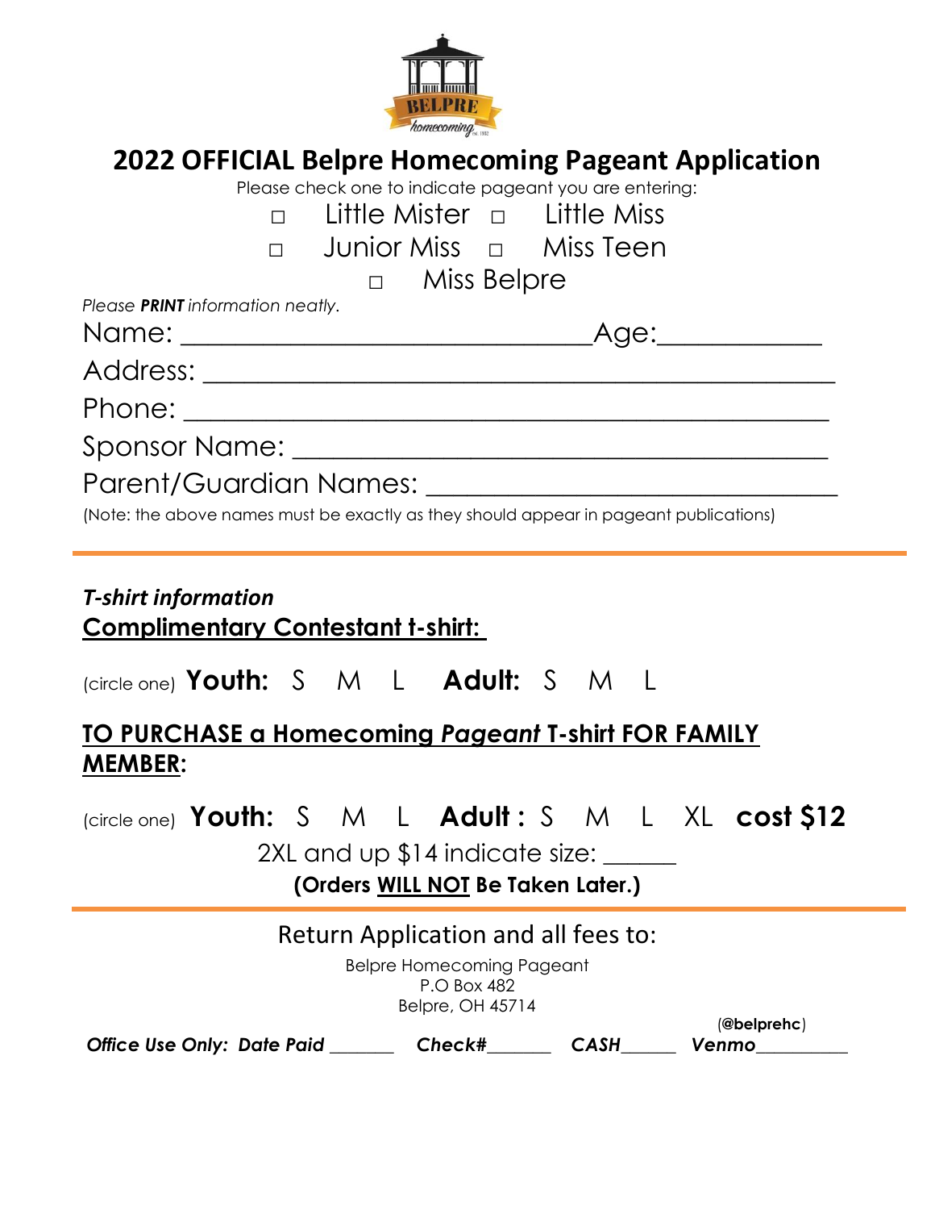# 2022 OFFICIAL Belpre Homecoming Pageant Application

Please check one to indicate pageant you are entering:

□ Little Mister □ Little Miss

□ Junior Miss □ Miss Teen

□ Miss Belpre

*Please **PRINT** information neatly.*

Name: ______________________________Age:___________

Address: ____________________________________________

Phone: _____________________________________________

Sponsor Name: _______________________________________

Parent/Guardian Names: ________________________________

(Note: the above names must be exactly as they should appear in pageant publications)

---

***T-shirt information***

**Complimentary Contestant t-shirt:**

(circle one) **Youth:** S M L **Adult:** S M L

**TO PURCHASE a Homecoming *Pageant* T-shirt FOR FAMILY MEMBER:**

(circle one) **Youth:** S M L **Adult :** S M L XL **cost $12**

2XL and up $14 indicate size: ______

**(Orders WILL NOT Be Taken Later.)**

---

Return Application and all fees to:

Belpre Homecoming Pageant
P.O Box 482
Belpre, OH 45714

***Office Use Only: Date Paid*** _______ ***Check#***_______ ***CASH***______ ***Venmo***__________ (**@belprehc**)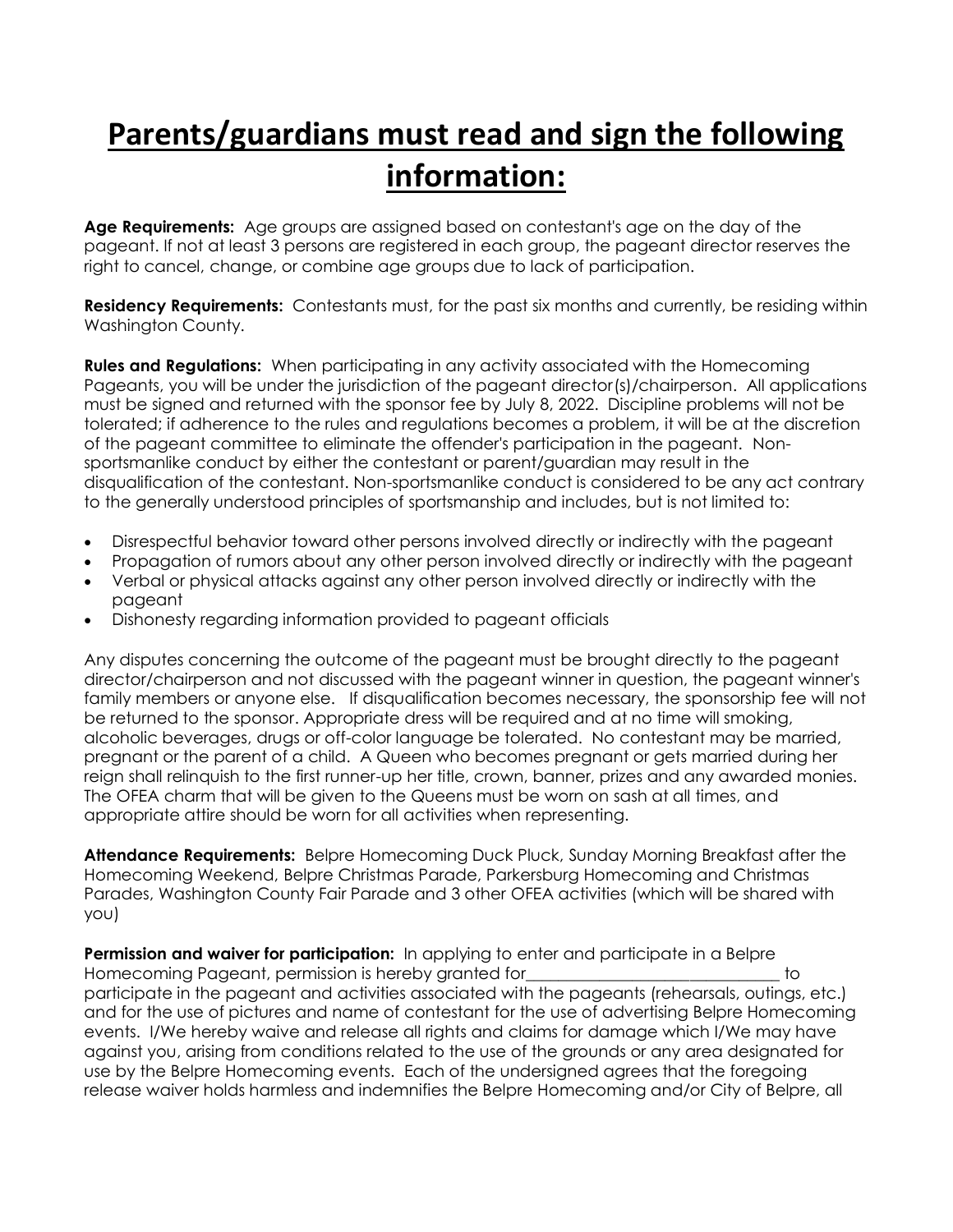# Parents/guardians must read and sign the following information:

**Age Requirements:** Age groups are assigned based on contestant's age on the day of the pageant. If not at least 3 persons are registered in each group, the pageant director reserves the right to cancel, change, or combine age groups due to lack of participation.

**Residency Requirements:** Contestants must, for the past six months and currently, be residing within Washington County.

**Rules and Regulations:** When participating in any activity associated with the Homecoming Pageants, you will be under the jurisdiction of the pageant director(s)/chairperson. All applications must be signed and returned with the sponsor fee by July 8, 2022. Discipline problems will not be tolerated; if adherence to the rules and regulations becomes a problem, it will be at the discretion of the pageant committee to eliminate the offender's participation in the pageant. Non-sportsmanlike conduct by either the contestant or parent/guardian may result in the disqualification of the contestant. Non-sportsmanlike conduct is considered to be any act contrary to the generally understood principles of sportsmanship and includes, but is not limited to:

- Disrespectful behavior toward other persons involved directly or indirectly with the pageant
- Propagation of rumors about any other person involved directly or indirectly with the pageant
- Verbal or physical attacks against any other person involved directly or indirectly with the pageant
- Dishonesty regarding information provided to pageant officials

Any disputes concerning the outcome of the pageant must be brought directly to the pageant director/chairperson and not discussed with the pageant winner in question, the pageant winner's family members or anyone else. If disqualification becomes necessary, the sponsorship fee will not be returned to the sponsor. Appropriate dress will be required and at no time will smoking, alcoholic beverages, drugs or off-color language be tolerated. No contestant may be married, pregnant or the parent of a child. A Queen who becomes pregnant or gets married during her reign shall relinquish to the first runner-up her title, crown, banner, prizes and any awarded monies. The OFEA charm that will be given to the Queens must be worn on sash at all times, and appropriate attire should be worn for all activities when representing.

**Attendance Requirements:** Belpre Homecoming Duck Pluck, Sunday Morning Breakfast after the Homecoming Weekend, Belpre Christmas Parade, Parkersburg Homecoming and Christmas Parades, Washington County Fair Parade and 3 other OFEA activities (which will be shared with you)

**Permission and waiver for participation:** In applying to enter and participate in a Belpre Homecoming Pageant, permission is hereby granted for_______________________________ to participate in the pageant and activities associated with the pageants (rehearsals, outings, etc.) and for the use of pictures and name of contestant for the use of advertising Belpre Homecoming events. I/We hereby waive and release all rights and claims for damage which I/We may have against you, arising from conditions related to the use of the grounds or any area designated for use by the Belpre Homecoming events. Each of the undersigned agrees that the foregoing release waiver holds harmless and indemnifies the Belpre Homecoming and/or City of Belpre, all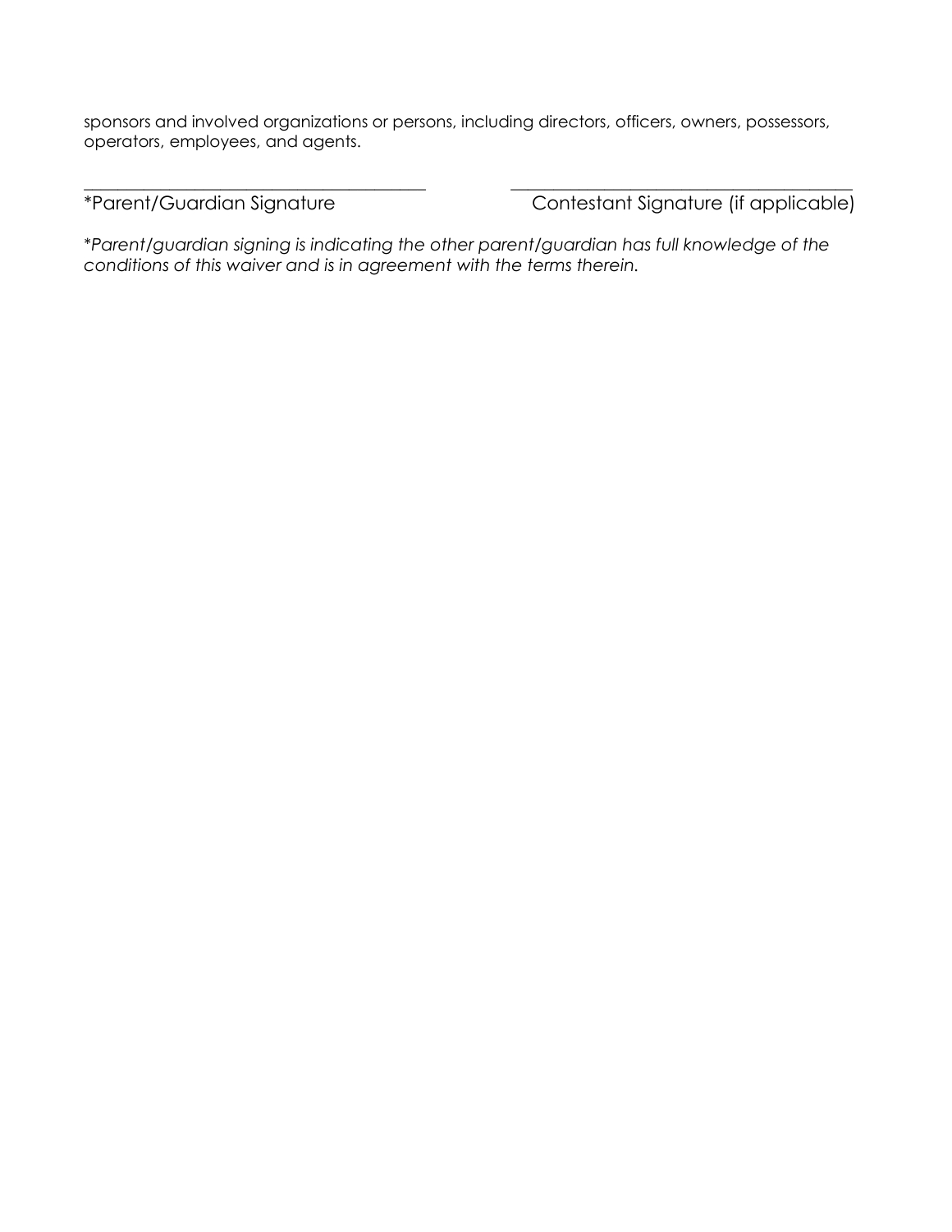sponsors and involved organizations or persons, including directors, officers, owners, possessors, operators, employees, and agents.

| | |
|---|---|
| ______________________________________ | ______________________________________ |
| *Parent/Guardian Signature | Contestant Signature (if applicable) |

**Parent/guardian signing is indicating the other parent/guardian has full knowledge of the conditions of this waiver and is in agreement with the terms therein.*